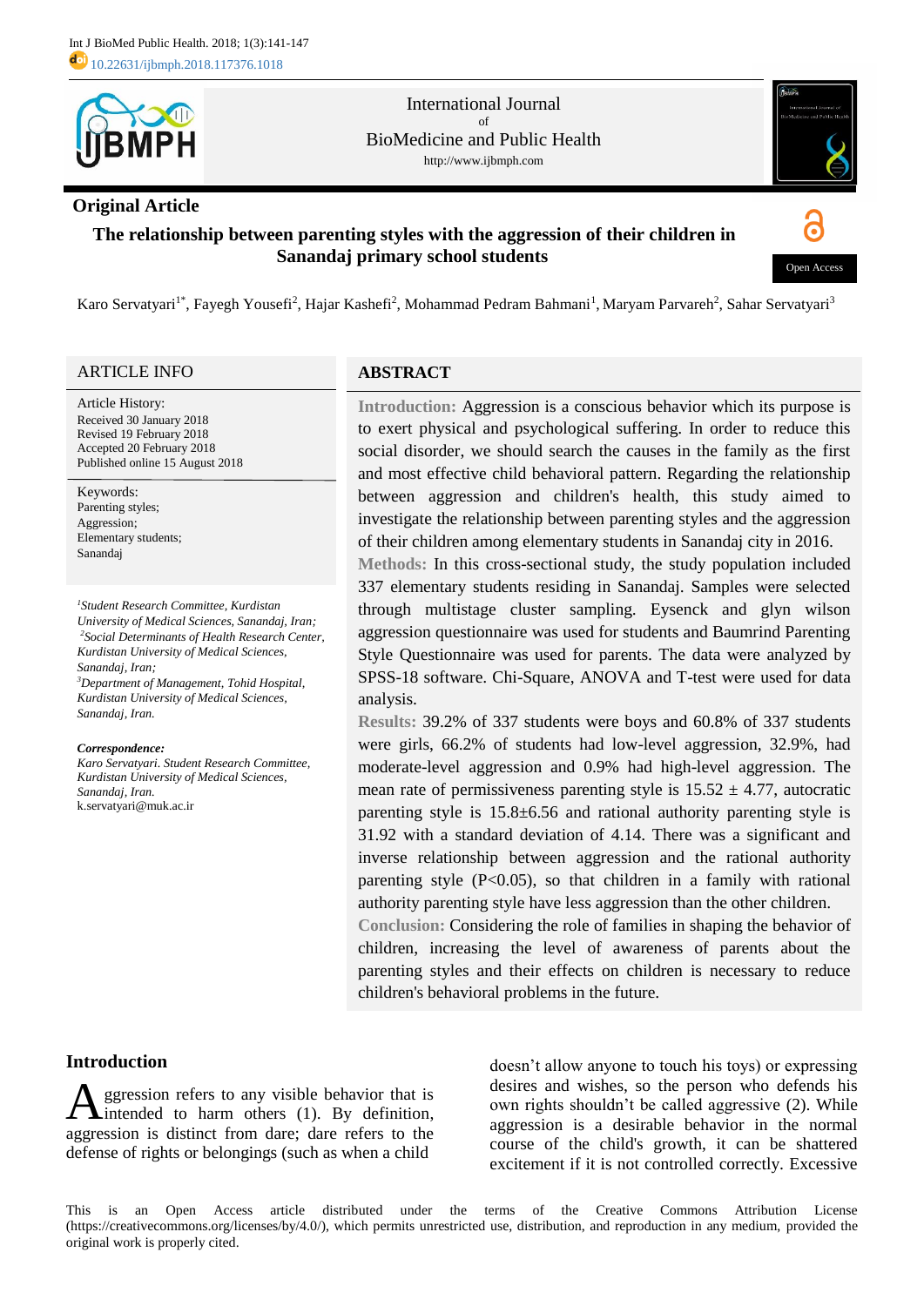Int J BioMed Public Health. 2018; 1(3):141-147
10.22631/ijbmph.2018.117376.1018

International Journal of BioMedicine and Public Health
http://www.ijbmph.com

**Original Article**

# The relationship between parenting styles with the aggression of their children in Sanandaj primary school students

Open Access

Karo Servatyari[1*], Fayegh Yousefi[2], Hajar Kashefi[2], Mohammad Pedram Bahmani[1], Maryam Parvareh[2], Sahar Servatyari[3]

## ARTICLE INFO

Article History:
Received 30 January 2018
Revised 19 February 2018
Accepted 20 February 2018
Published online 15 August 2018

Keywords:
Parenting styles;
Aggression;
Elementary students;
Sanandaj

*[1]Student Research Committee, Kurdistan University of Medical Sciences, Sanandaj, Iran;*
*[2]Social Determinants of Health Research Center, Kurdistan University of Medical Sciences, Sanandaj, Iran;*
*[3]Department of Management, Tohid Hospital, Kurdistan University of Medical Sciences, Sanandaj, Iran.*

***Correspondence:***
*Karo Servatyari. Student Research Committee, Kurdistan University of Medical Sciences, Sanandaj, Iran.*
k.servatyari@muk.ac.ir

## ABSTRACT

**Introduction:** Aggression is a conscious behavior which its purpose is to exert physical and psychological suffering. In order to reduce this social disorder, we should search the causes in the family as the first and most effective child behavioral pattern. Regarding the relationship between aggression and children's health, this study aimed to investigate the relationship between parenting styles and the aggression of their children among elementary students in Sanandaj city in 2016.

**Methods:** In this cross-sectional study, the study population included 337 elementary students residing in Sanandaj. Samples were selected through multistage cluster sampling. Eysenck and glyn wilson aggression questionnaire was used for students and Baumrind Parenting Style Questionnaire was used for parents. The data were analyzed by SPSS-18 software. Chi-Square, ANOVA and T-test were used for data analysis.

**Results:** 39.2% of 337 students were boys and 60.8% of 337 students were girls, 66.2% of students had low-level aggression, 32.9%, had moderate-level aggression and 0.9% had high-level aggression. The mean rate of permissiveness parenting style is 15.52 ± 4.77, autocratic parenting style is 15.8±6.56 and rational authority parenting style is 31.92 with a standard deviation of 4.14. There was a significant and inverse relationship between aggression and the rational authority parenting style ($P<0.05$), so that children in a family with rational authority parenting style have less aggression than the other children.

**Conclusion:** Considering the role of families in shaping the behavior of children, increasing the level of awareness of parents about the parenting styles and their effects on children is necessary to reduce children's behavioral problems in the future.

## Introduction

Aggression refers to any visible behavior that is intended to harm others (1). By definition, aggression is distinct from dare; dare refers to the defense of rights or belongings (such as when a child doesn't allow anyone to touch his toys) or expressing desires and wishes, so the person who defends his own rights shouldn't be called aggressive (2). While aggression is a desirable behavior in the normal course of the child's growth, it can be shattered excitement if it is not controlled correctly. Excessive

This is an Open Access article distributed under the terms of the Creative Commons Attribution License (https://creativecommons.org/licenses/by/4.0/), which permits unrestricted use, distribution, and reproduction in any medium, provided the original work is properly cited.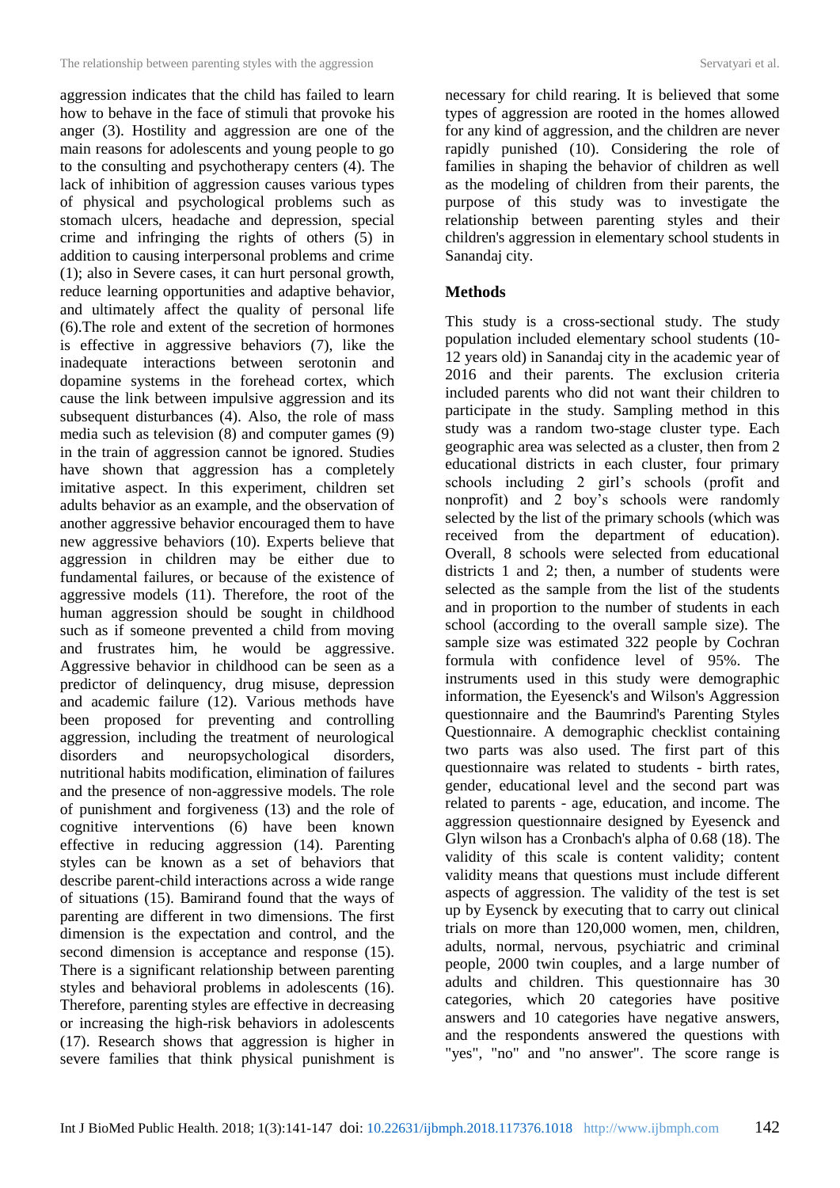aggression indicates that the child has failed to learn how to behave in the face of stimuli that provoke his anger (3). Hostility and aggression are one of the main reasons for adolescents and young people to go to the consulting and psychotherapy centers (4). The lack of inhibition of aggression causes various types of physical and psychological problems such as stomach ulcers, headache and depression, special crime and infringing the rights of others (5) in addition to causing interpersonal problems and crime (1); also in Severe cases, it can hurt personal growth, reduce learning opportunities and adaptive behavior, and ultimately affect the quality of personal life (6).The role and extent of the secretion of hormones is effective in aggressive behaviors (7), like the inadequate interactions between serotonin and dopamine systems in the forehead cortex, which cause the link between impulsive aggression and its subsequent disturbances (4). Also, the role of mass media such as television (8) and computer games (9) in the train of aggression cannot be ignored. Studies have shown that aggression has a completely imitative aspect. In this experiment, children set adults behavior as an example, and the observation of another aggressive behavior encouraged them to have new aggressive behaviors (10). Experts believe that aggression in children may be either due to fundamental failures, or because of the existence of aggressive models (11). Therefore, the root of the human aggression should be sought in childhood such as if someone prevented a child from moving and frustrates him, he would be aggressive. Aggressive behavior in childhood can be seen as a predictor of delinquency, drug misuse, depression and academic failure (12). Various methods have been proposed for preventing and controlling aggression, including the treatment of neurological disorders and neuropsychological disorders, nutritional habits modification, elimination of failures and the presence of non-aggressive models. The role of punishment and forgiveness (13) and the role of cognitive interventions (6) have been known effective in reducing aggression (14). Parenting styles can be known as a set of behaviors that describe parent-child interactions across a wide range of situations (15). Bamirand found that the ways of parenting are different in two dimensions. The first dimension is the expectation and control, and the second dimension is acceptance and response (15). There is a significant relationship between parenting styles and behavioral problems in adolescents (16). Therefore, parenting styles are effective in decreasing or increasing the high-risk behaviors in adolescents (17). Research shows that aggression is higher in severe families that think physical punishment is necessary for child rearing. It is believed that some types of aggression are rooted in the homes allowed for any kind of aggression, and the children are never rapidly punished (10). Considering the role of families in shaping the behavior of children as well as the modeling of children from their parents, the purpose of this study was to investigate the relationship between parenting styles and their children's aggression in elementary school students in Sanandaj city.

## Methods

This study is a cross-sectional study. The study population included elementary school students (10-12 years old) in Sanandaj city in the academic year of 2016 and their parents. The exclusion criteria included parents who did not want their children to participate in the study. Sampling method in this study was a random two-stage cluster type. Each geographic area was selected as a cluster, then from 2 educational districts in each cluster, four primary schools including 2 girl's schools (profit and nonprofit) and 2 boy's schools were randomly selected by the list of the primary schools (which was received from the department of education). Overall, 8 schools were selected from educational districts 1 and 2; then, a number of students were selected as the sample from the list of the students and in proportion to the number of students in each school (according to the overall sample size). The sample size was estimated 322 people by Cochran formula with confidence level of 95%. The instruments used in this study were demographic information, the Eyesenck's and Wilson's Aggression questionnaire and the Baumrind's Parenting Styles Questionnaire. A demographic checklist containing two parts was also used. The first part of this questionnaire was related to students - birth rates, gender, educational level and the second part was related to parents - age, education, and income. The aggression questionnaire designed by Eyesenck and Glyn wilson has a Cronbach's alpha of 0.68 (18). The validity of this scale is content validity; content validity means that questions must include different aspects of aggression. The validity of the test is set up by Eysenck by executing that to carry out clinical trials on more than 120,000 women, men, children, adults, normal, nervous, psychiatric and criminal people, 2000 twin couples, and a large number of adults and children. This questionnaire has 30 categories, which 20 categories have positive answers and 10 categories have negative answers, and the respondents answered the questions with "yes", "no" and "no answer". The score range is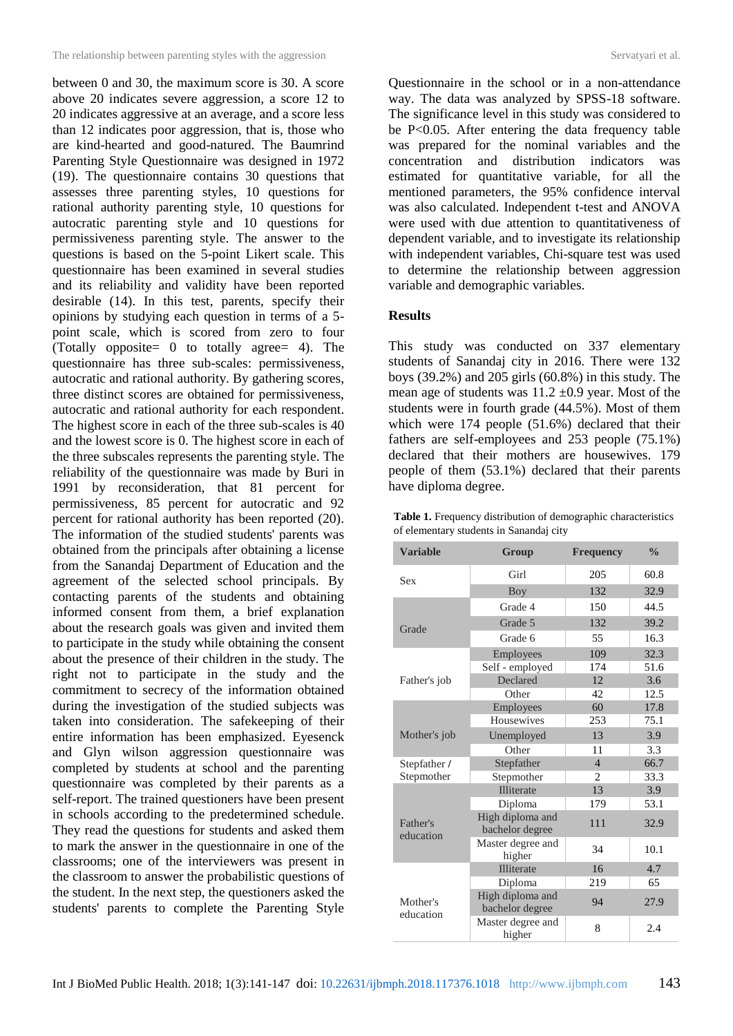between 0 and 30, the maximum score is 30. A score above 20 indicates severe aggression, a score 12 to 20 indicates aggressive at an average, and a score less than 12 indicates poor aggression, that is, those who are kind-hearted and good-natured. The Baumrind Parenting Style Questionnaire was designed in 1972 (19). The questionnaire contains 30 questions that assesses three parenting styles, 10 questions for rational authority parenting style, 10 questions for autocratic parenting style and 10 questions for permissiveness parenting style. The answer to the questions is based on the 5-point Likert scale. This questionnaire has been examined in several studies and its reliability and validity have been reported desirable (14). In this test, parents, specify their opinions by studying each question in terms of a 5-point scale, which is scored from zero to four (Totally opposite= 0 to totally agree= 4). The questionnaire has three sub-scales: permissiveness, autocratic and rational authority. By gathering scores, three distinct scores are obtained for permissiveness, autocratic and rational authority for each respondent. The highest score in each of the three sub-scales is 40 and the lowest score is 0. The highest score in each of the three subscales represents the parenting style. The reliability of the questionnaire was made by Buri in 1991 by reconsideration, that 81 percent for permissiveness, 85 percent for autocratic and 92 percent for rational authority has been reported (20). The information of the studied students' parents was obtained from the principals after obtaining a license from the Sanandaj Department of Education and the agreement of the selected school principals. By contacting parents of the students and obtaining informed consent from them, a brief explanation about the research goals was given and invited them to participate in the study while obtaining the consent about the presence of their children in the study. The right not to participate in the study and the commitment to secrecy of the information obtained during the investigation of the studied subjects was taken into consideration. The safekeeping of their entire information has been emphasized. Eyesenck and Glyn wilson aggression questionnaire was completed by students at school and the parenting questionnaire was completed by their parents as a self-report. The trained questioners have been present in schools according to the predetermined schedule. They read the questions for students and asked them to mark the answer in the questionnaire in one of the classrooms; one of the interviewers was present in the classroom to answer the probabilistic questions of the student. In the next step, the questioners asked the students' parents to complete the Parenting Style Questionnaire in the school or in a non-attendance way. The data was analyzed by SPSS-18 software. The significance level in this study was considered to be P<0.05. After entering the data frequency table was prepared for the nominal variables and the concentration and distribution indicators was estimated for quantitative variable, for all the mentioned parameters, the 95% confidence interval was also calculated. Independent t-test and ANOVA were used with due attention to quantitativeness of dependent variable, and to investigate its relationship with independent variables, Chi-square test was used to determine the relationship between aggression variable and demographic variables.

## Results

This study was conducted on 337 elementary students of Sanandaj city in 2016. There were 132 boys (39.2%) and 205 girls (60.8%) in this study. The mean age of students was 11.2 ±0.9 year. Most of the students were in fourth grade (44.5%). Most of them which were 174 people (51.6%) declared that their fathers are self-employees and 253 people (75.1%) declared that their mothers are housewives. 179 people of them (53.1%) declared that their parents have diploma degree.

**Table 1.** Frequency distribution of demographic characteristics of elementary students in Sanandaj city

| Variable | Group | Frequency | % |
|---|---|---|---|
| Sex | Girl | 205 | 60.8 |
| | Boy | 132 | 32.9 |
| Grade | Grade 4 | 150 | 44.5 |
| | Grade 5 | 132 | 39.2 |
| | Grade 6 | 55 | 16.3 |
| Father's job | Employees | 109 | 32.3 |
| | Self - employed | 174 | 51.6 |
| | Declared | 12 | 3.6 |
| | Other | 42 | 12.5 |
| Mother's job | Employees | 60 | 17.8 |
| | Housewives | 253 | 75.1 |
| | Unemployed | 13 | 3.9 |
| | Other | 11 | 3.3 |
| Stepfather / Stepmother | Stepfather | 4 | 66.7 |
| | Stepmother | 2 | 33.3 |
| Father's education | Illiterate | 13 | 3.9 |
| | Diploma | 179 | 53.1 |
| | High diploma and bachelor degree | 111 | 32.9 |
| | Master degree and higher | 34 | 10.1 |
| Mother's education | Illiterate | 16 | 4.7 |
| | Diploma | 219 | 65 |
| | High diploma and bachelor degree | 94 | 27.9 |
| | Master degree and higher | 8 | 2.4 |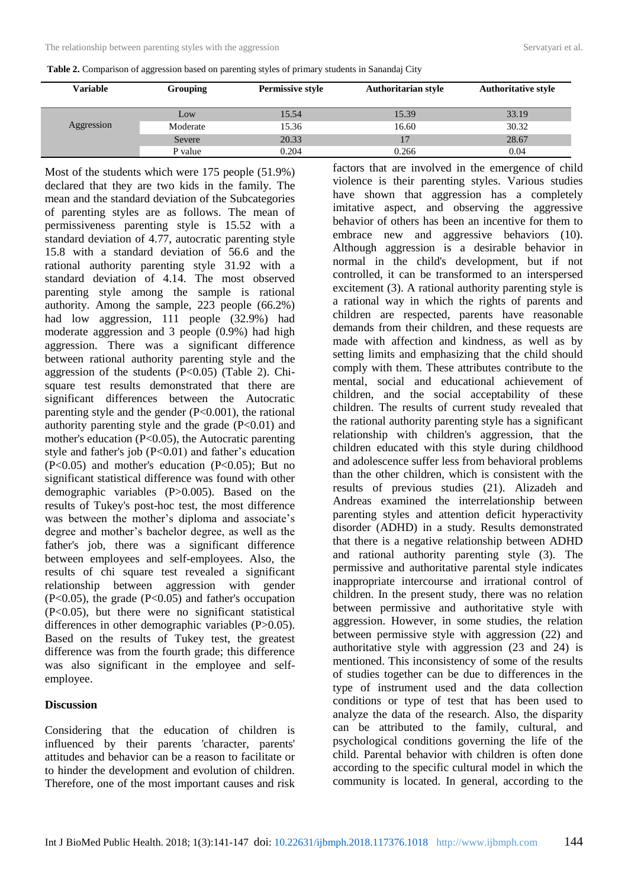**Table 2.** Comparison of aggression based on parenting styles of primary students in Sanandaj City

| Variable | Grouping | Permissive style | Authoritarian style | Authoritative style |
|---|---|---|---|---|
| Aggression | Low | 15.54 | 15.39 | 33.19 |
| | Moderate | 15.36 | 16.60 | 30.32 |
| | Severe | 20.33 | 17 | 28.67 |
| | P value | 0.204 | 0.266 | 0.04 |

Most of the students which were 175 people (51.9%) declared that they are two kids in the family. The mean and the standard deviation of the Subcategories of parenting styles are as follows. The mean of permissiveness parenting style is 15.52 with a standard deviation of 4.77, autocratic parenting style 15.8 with a standard deviation of 56.6 and the rational authority parenting style 31.92 with a standard deviation of 4.14. The most observed parenting style among the sample is rational authority. Among the sample, 223 people (66.2%) had low aggression, 111 people (32.9%) had moderate aggression and 3 people (0.9%) had high aggression. There was a significant difference between rational authority parenting style and the aggression of the students ($P<0.05$) (Table 2). Chi-square test results demonstrated that there are significant differences between the Autocratic parenting style and the gender ($P<0.001$), the rational authority parenting style and the grade ($P<0.01$) and mother's education ($P<0.05$), the Autocratic parenting style and father's job ($P<0.01$) and father's education ($P<0.05$) and mother's education ($P<0.05$); But no significant statistical difference was found with other demographic variables ($P>0.005$). Based on the results of Tukey's post-hoc test, the most difference was between the mother's diploma and associate's degree and mother's bachelor degree, as well as the father's job, there was a significant difference between employees and self-employees. Also, the results of chi square test revealed a significant relationship between aggression with gender ($P<0.05$), the grade ($P<0.05$) and father's occupation ($P<0.05$), but there were no significant statistical differences in other demographic variables ($P>0.05$). Based on the results of Tukey test, the greatest difference was from the fourth grade; this difference was also significant in the employee and self-employee.

**Discussion**

Considering that the education of children is influenced by their parents 'character, parents' attitudes and behavior can be a reason to facilitate or to hinder the development and evolution of children. Therefore, one of the most important causes and risk factors that are involved in the emergence of child violence is their parenting styles. Various studies have shown that aggression has a completely imitative aspect, and observing the aggressive behavior of others has been an incentive for them to embrace new and aggressive behaviors (10). Although aggression is a desirable behavior in normal in the child's development, but if not controlled, it can be transformed to an interspersed excitement (3). A rational authority parenting style is a rational way in which the rights of parents and children are respected, parents have reasonable demands from their children, and these requests are made with affection and kindness, as well as by setting limits and emphasizing that the child should comply with them. These attributes contribute to the mental, social and educational achievement of children, and the social acceptability of these children. The results of current study revealed that the rational authority parenting style has a significant relationship with children's aggression, that the children educated with this style during childhood and adolescence suffer less from behavioral problems than the other children, which is consistent with the results of previous studies (21). Alizadeh and Andreas examined the interrelationship between parenting styles and attention deficit hyperactivity disorder (ADHD) in a study. Results demonstrated that there is a negative relationship between ADHD and rational authority parenting style (3). The permissive and authoritative parental style indicates inappropriate intercourse and irrational control of children. In the present study, there was no relation between permissive and authoritative style with aggression. However, in some studies, the relation between permissive style with aggression (22) and authoritative style with aggression (23 and 24) is mentioned. This inconsistency of some of the results of studies together can be due to differences in the type of instrument used and the data collection conditions or type of test that has been used to analyze the data of the research. Also, the disparity can be attributed to the family, cultural, and psychological conditions governing the life of the child. Parental behavior with children is often done according to the specific cultural model in which the community is located. In general, according to the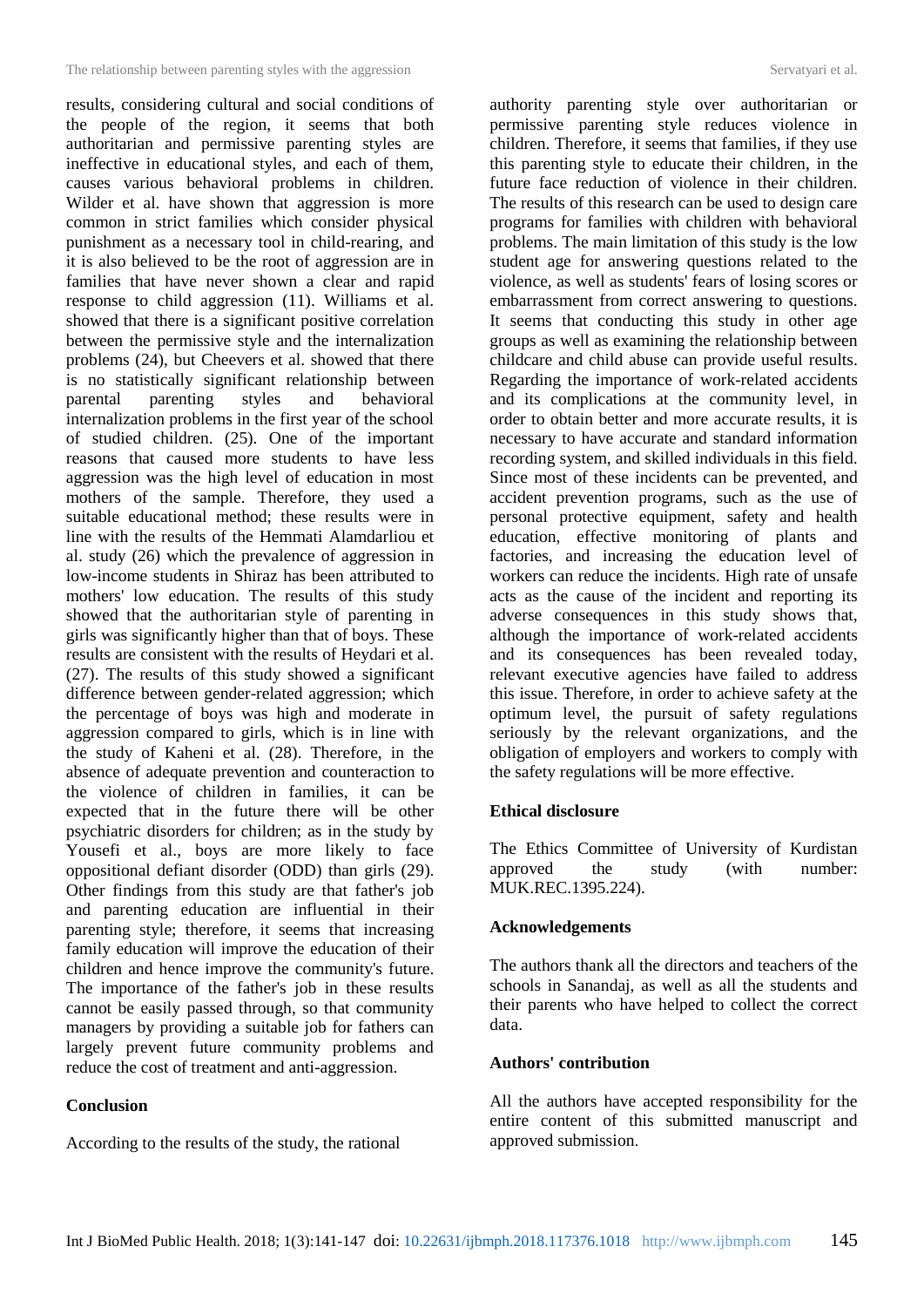results, considering cultural and social conditions of the people of the region, it seems that both authoritarian and permissive parenting styles are ineffective in educational styles, and each of them, causes various behavioral problems in children. Wilder et al. have shown that aggression is more common in strict families which consider physical punishment as a necessary tool in child-rearing, and it is also believed to be the root of aggression are in families that have never shown a clear and rapid response to child aggression (11). Williams et al. showed that there is a significant positive correlation between the permissive style and the internalization problems (24), but Cheevers et al. showed that there is no statistically significant relationship between parental parenting styles and behavioral internalization problems in the first year of the school of studied children. (25). One of the important reasons that caused more students to have less aggression was the high level of education in most mothers of the sample. Therefore, they used a suitable educational method; these results were in line with the results of the Hemmati Alamdarliou et al. study (26) which the prevalence of aggression in low-income students in Shiraz has been attributed to mothers' low education. The results of this study showed that the authoritarian style of parenting in girls was significantly higher than that of boys. These results are consistent with the results of Heydari et al. (27). The results of this study showed a significant difference between gender-related aggression; which the percentage of boys was high and moderate in aggression compared to girls, which is in line with the study of Kaheni et al. (28). Therefore, in the absence of adequate prevention and counteraction to the violence of children in families, it can be expected that in the future there will be other psychiatric disorders for children; as in the study by Yousefi et al., boys are more likely to face oppositional defiant disorder (ODD) than girls (29). Other findings from this study are that father's job and parenting education are influential in their parenting style; therefore, it seems that increasing family education will improve the education of their children and hence improve the community's future. The importance of the father's job in these results cannot be easily passed through, so that community managers by providing a suitable job for fathers can largely prevent future community problems and reduce the cost of treatment and anti-aggression.

## Conclusion

According to the results of the study, the rational authority parenting style over authoritarian or permissive parenting style reduces violence in children. Therefore, it seems that families, if they use this parenting style to educate their children, in the future face reduction of violence in their children. The results of this research can be used to design care programs for families with children with behavioral problems. The main limitation of this study is the low student age for answering questions related to the violence, as well as students' fears of losing scores or embarrassment from correct answering to questions. It seems that conducting this study in other age groups as well as examining the relationship between childcare and child abuse can provide useful results. Regarding the importance of work-related accidents and its complications at the community level, in order to obtain better and more accurate results, it is necessary to have accurate and standard information recording system, and skilled individuals in this field. Since most of these incidents can be prevented, and accident prevention programs, such as the use of personal protective equipment, safety and health education, effective monitoring of plants and factories, and increasing the education level of workers can reduce the incidents. High rate of unsafe acts as the cause of the incident and reporting its adverse consequences in this study shows that, although the importance of work-related accidents and its consequences has been revealed today, relevant executive agencies have failed to address this issue. Therefore, in order to achieve safety at the optimum level, the pursuit of safety regulations seriously by the relevant organizations, and the obligation of employers and workers to comply with the safety regulations will be more effective.

## Ethical disclosure

The Ethics Committee of University of Kurdistan approved the study (with number: MUK.REC.1395.224).

## Acknowledgements

The authors thank all the directors and teachers of the schools in Sanandaj, as well as all the students and their parents who have helped to collect the correct data.

## Authors' contribution

All the authors have accepted responsibility for the entire content of this submitted manuscript and approved submission.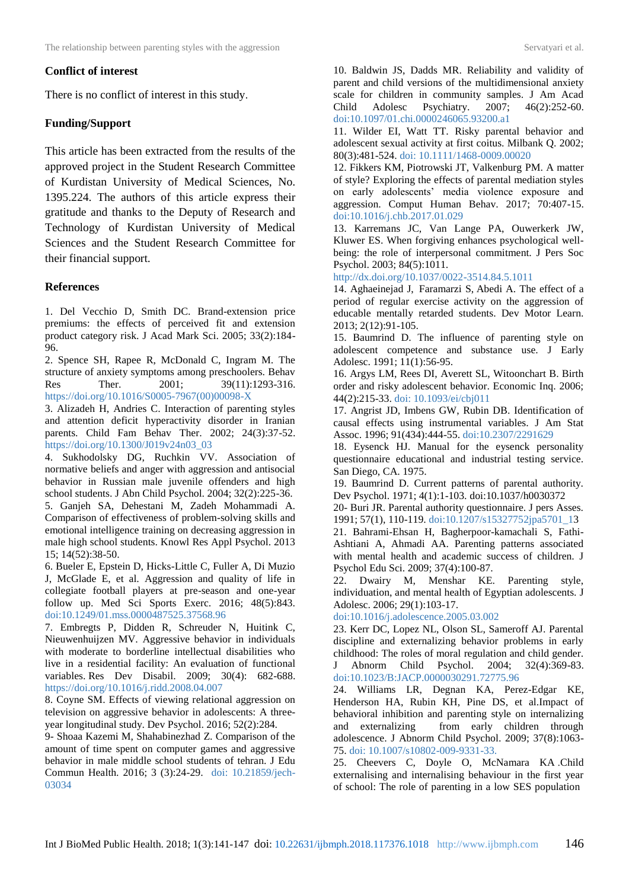### Conflict of interest

There is no conflict of interest in this study.

### Funding/Support

This article has been extracted from the results of the approved project in the Student Research Committee of Kurdistan University of Medical Sciences, No. 1395.224. The authors of this article express their gratitude and thanks to the Deputy of Research and Technology of Kurdistan University of Medical Sciences and the Student Research Committee for their financial support.

### References

1. Del Vecchio D, Smith DC. Brand-extension price premiums: the effects of perceived fit and extension product category risk. J Acad Mark Sci. 2005; 33(2):184-96.
2. Spence SH, Rapee R, McDonald C, Ingram M. The structure of anxiety symptoms among preschoolers. Behav Res Ther. 2001; 39(11):1293-316. https://doi.org/10.1016/S0005-7967(00)00098-X
3. Alizadeh H, Andries C. Interaction of parenting styles and attention deficit hyperactivity disorder in Iranian parents. Child Fam Behav Ther. 2002; 24(3):37-52. https://doi.org/10.1300/J019v24n03_03
4. Sukhodolsky DG, Ruchkin VV. Association of normative beliefs and anger with aggression and antisocial behavior in Russian male juvenile offenders and high school students. J Abn Child Psychol. 2004; 32(2):225-36.
5. Ganjeh SA, Dehestani M, Zadeh Mohammadi A. Comparison of effectiveness of problem-solving skills and emotional intelligence training on decreasing aggression in male high school students. Knowl Res Appl Psychol. 2013 15; 14(52):38-50.
6. Bueler E, Epstein D, Hicks-Little C, Fuller A, Di Muzio J, McGlade E, et al. Aggression and quality of life in collegiate football players at pre-season and one-year follow up. Med Sci Sports Exerc. 2016; 48(5):843. doi:10.1249/01.mss.0000487525.37568.96
7. Embregts P, Didden R, Schreuder N, Huitink C, Nieuwenhuijzen MV. Aggressive behavior in individuals with moderate to borderline intellectual disabilities who live in a residential facility: An evaluation of functional variables. Res Dev Disabil. 2009; 30(4): 682-688. https://doi.org/10.1016/j.ridd.2008.04.007
8. Coyne SM. Effects of viewing relational aggression on television on aggressive behavior in adolescents: A three-year longitudinal study. Dev Psychol. 2016; 52(2):284.
9- Shoaa Kazemi M, Shahabinezhad Z. Comparison of the amount of time spent on computer games and aggressive behavior in male middle school students of tehran. J Edu Commun Health. 2016; 3 (3):24-29. doi: 10.21859/jech-03034
10. Baldwin JS, Dadds MR. Reliability and validity of parent and child versions of the multidimensional anxiety scale for children in community samples. J Am Acad Child Adolesc Psychiatry. 2007; 46(2):252-60. doi:10.1097/01.chi.0000246065.93200.a1
11. Wilder EI, Watt TT. Risky parental behavior and adolescent sexual activity at first coitus. Milbank Q. 2002; 80(3):481-524. doi: 10.1111/1468-0009.00020
12. Fikkers KM, Piotrowski JT, Valkenburg PM. A matter of style? Exploring the effects of parental mediation styles on early adolescents' media violence exposure and aggression. Comput Human Behav. 2017; 70:407-15. doi:10.1016/j.chb.2017.01.029
13. Karremans JC, Van Lange PA, Ouwerkerk JW, Kluwer ES. When forgiving enhances psychological well-being: the role of interpersonal commitment. J Pers Soc Psychol. 2003; 84(5):1011. http://dx.doi.org/10.1037/0022-3514.84.5.1011
14. Aghaeinejad J, Faramarzi S, Abedi A. The effect of a period of regular exercise activity on the aggression of educable mentally retarded students. Dev Motor Learn. 2013; 2(12):91-105.
15. Baumrind D. The influence of parenting style on adolescent competence and substance use. J Early Adolesc. 1991; 11(1):56-95.
16. Argys LM, Rees DI, Averett SL, Witoonchart B. Birth order and risky adolescent behavior. Economic Inq. 2006; 44(2):215-33. doi: 10.1093/ei/cbj011
17. Angrist JD, Imbens GW, Rubin DB. Identification of causal effects using instrumental variables. J Am Stat Assoc. 1996; 91(434):444-55. doi:10.2307/2291629
18. Eysenck HJ. Manual for the eysenck personality questionnaire educational and industrial testing service. San Diego, CA. 1975.
19. Baumrind D. Current patterns of parental authority. Dev Psychol. 1971; 4(1):1-103. doi:10.1037/h0030372
20- Buri JR. Parental authority questionnaire. J pers Asses. 1991; 57(1), 110-119. doi:10.1207/s15327752jpa5701_13
21. Bahrami-Ehsan H, Bagherpoor-kamachali S, Fathi-Ashtiani A, Ahmadi AA. Parenting patterns associated with mental health and academic success of children. J Psychol Edu Sci. 2009; 37(4):100-87.
22. Dwairy M, Menshar KE. Parenting style, individuation, and mental health of Egyptian adolescents. J Adolesc. 2006; 29(1):103-17. doi:10.1016/j.adolescence.2005.03.002
23. Kerr DC, Lopez NL, Olson SL, Sameroff AJ. Parental discipline and externalizing behavior problems in early childhood: The roles of moral regulation and child gender. J Abnorm Child Psychol. 2004; 32(4):369-83. doi:10.1023/B:JACP.0000030291.72775.96
24. Williams LR, Degnan KA, Perez-Edgar KE, Henderson HA, Rubin KH, Pine DS, et al.Impact of behavioral inhibition and parenting style on internalizing and externalizing from early children through adolescence. J Abnorm Child Psychol. 2009; 37(8):1063-75. doi: 10.1007/s10802-009-9331-33.
25. Cheevers C, Doyle O, McNamara KA .Child externalising and internalising behaviour in the first year of school: The role of parenting in a low SES population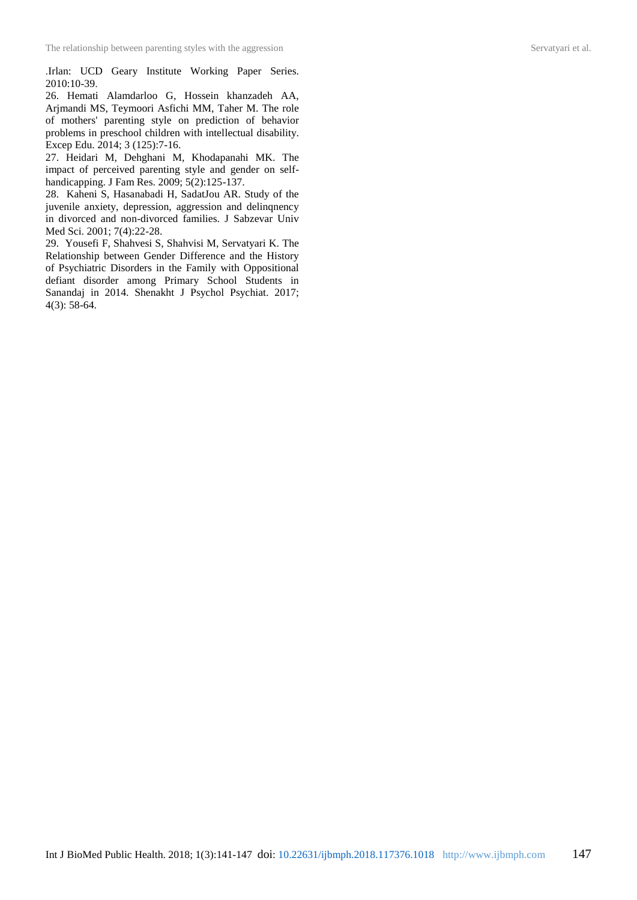.Irlan: UCD Geary Institute Working Paper Series. 2010:10-39.

26. Hemati Alamdarloo G, Hossein khanzadeh AA, Arjmandi MS, Teymoori Asfichi MM, Taher M. The role of mothers' parenting style on prediction of behavior problems in preschool children with intellectual disability. Excep Edu. 2014; 3 (125):7-16.

27. Heidari M, Dehghani M, Khodapanahi MK. The impact of perceived parenting style and gender on self-handicapping. J Fam Res. 2009; 5(2):125-137.

28. Kaheni S, Hasanabadi H, SadatJou AR. Study of the juvenile anxiety, depression, aggression and delinqnency in divorced and non-divorced families. J Sabzevar Univ Med Sci. 2001; 7(4):22-28.

29. Yousefi F, Shahvesi S, Shahvisi M, Servatyari K. The Relationship between Gender Difference and the History of Psychiatric Disorders in the Family with Oppositional defiant disorder among Primary School Students in Sanandaj in 2014. Shenakht J Psychol Psychiat. 2017; 4(3): 58-64.